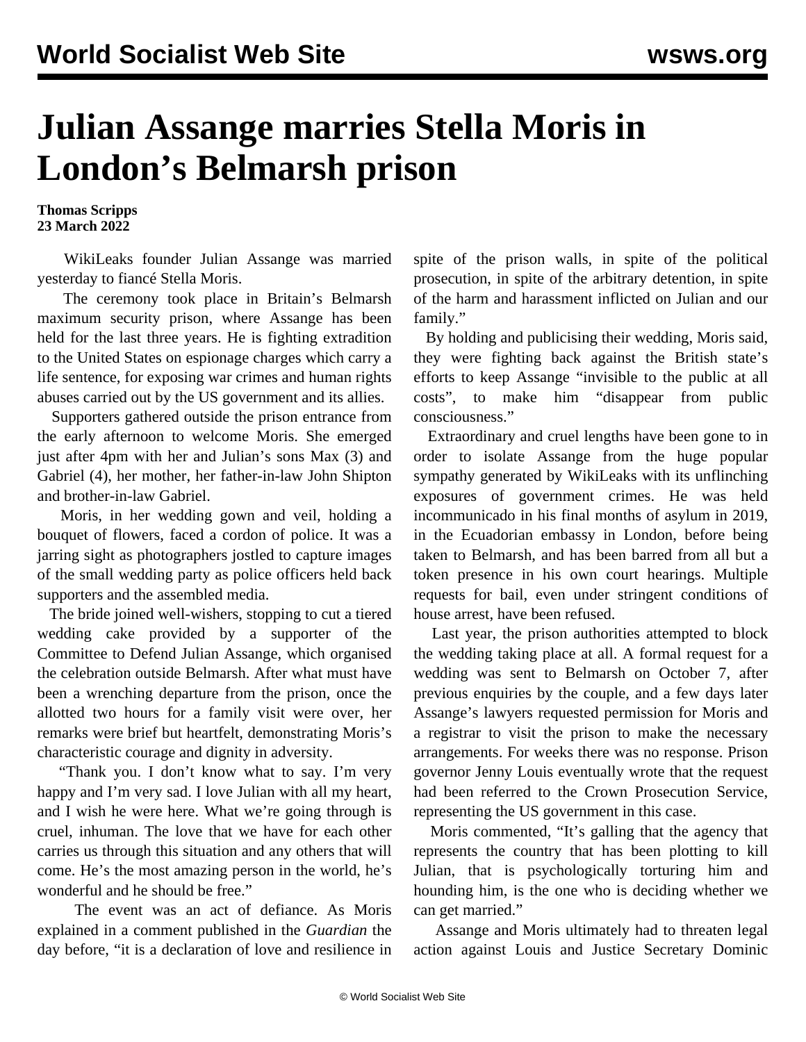# Julian Assange marries Stella Moris in London's Belmarsh prison

**Thomas Scripps**
**23 March 2022**

WikiLeaks founder Julian Assange was married yesterday to fiancé Stella Moris.

The ceremony took place in Britain's Belmarsh maximum security prison, where Assange has been held for the last three years. He is fighting extradition to the United States on espionage charges which carry a life sentence, for exposing war crimes and human rights abuses carried out by the US government and its allies.

Supporters gathered outside the prison entrance from the early afternoon to welcome Moris. She emerged just after 4pm with her and Julian's sons Max (3) and Gabriel (4), her mother, her father-in-law John Shipton and brother-in-law Gabriel.

Moris, in her wedding gown and veil, holding a bouquet of flowers, faced a cordon of police. It was a jarring sight as photographers jostled to capture images of the small wedding party as police officers held back supporters and the assembled media.

The bride joined well-wishers, stopping to cut a tiered wedding cake provided by a supporter of the Committee to Defend Julian Assange, which organised the celebration outside Belmarsh. After what must have been a wrenching departure from the prison, once the allotted two hours for a family visit were over, her remarks were brief but heartfelt, demonstrating Moris's characteristic courage and dignity in adversity.

"Thank you. I don't know what to say. I'm very happy and I'm very sad. I love Julian with all my heart, and I wish he were here. What we're going through is cruel, inhuman. The love that we have for each other carries us through this situation and any others that will come. He's the most amazing person in the world, he's wonderful and he should be free."

The event was an act of defiance. As Moris explained in a comment published in the *Guardian* the day before, "it is a declaration of love and resilience in spite of the prison walls, in spite of the political prosecution, in spite of the arbitrary detention, in spite of the harm and harassment inflicted on Julian and our family."

By holding and publicising their wedding, Moris said, they were fighting back against the British state's efforts to keep Assange "invisible to the public at all costs", to make him "disappear from public consciousness."

Extraordinary and cruel lengths have been gone to in order to isolate Assange from the huge popular sympathy generated by WikiLeaks with its unflinching exposures of government crimes. He was held incommunicado in his final months of asylum in 2019, in the Ecuadorian embassy in London, before being taken to Belmarsh, and has been barred from all but a token presence in his own court hearings. Multiple requests for bail, even under stringent conditions of house arrest, have been refused.

Last year, the prison authorities attempted to block the wedding taking place at all. A formal request for a wedding was sent to Belmarsh on October 7, after previous enquiries by the couple, and a few days later Assange's lawyers requested permission for Moris and a registrar to visit the prison to make the necessary arrangements. For weeks there was no response. Prison governor Jenny Louis eventually wrote that the request had been referred to the Crown Prosecution Service, representing the US government in this case.

Moris commented, "It's galling that the agency that represents the country that has been plotting to kill Julian, that is psychologically torturing him and hounding him, is the one who is deciding whether we can get married."

Assange and Moris ultimately had to threaten legal action against Louis and Justice Secretary Dominic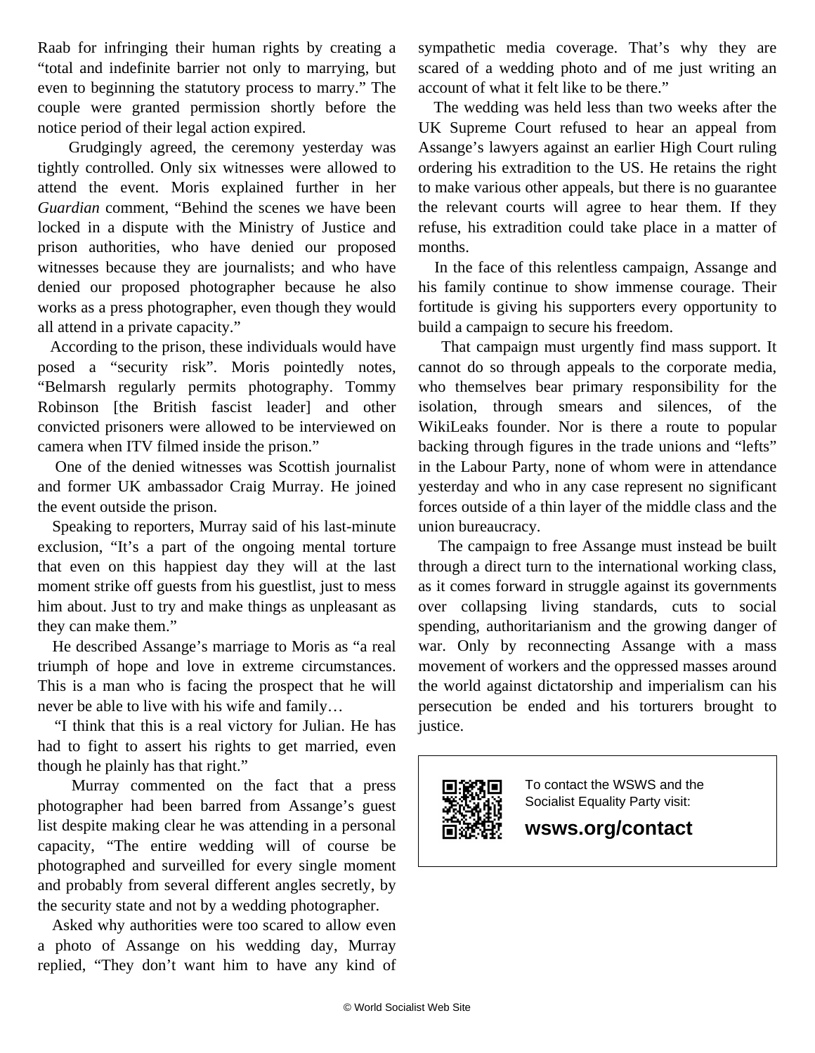Raab for infringing their human rights by creating a "total and indefinite barrier not only to marrying, but even to beginning the statutory process to marry." The couple were granted permission shortly before the notice period of their legal action expired.

Grudgingly agreed, the ceremony yesterday was tightly controlled. Only six witnesses were allowed to attend the event. Moris explained further in her *Guardian* comment, "Behind the scenes we have been locked in a dispute with the Ministry of Justice and prison authorities, who have denied our proposed witnesses because they are journalists; and who have denied our proposed photographer because he also works as a press photographer, even though they would all attend in a private capacity."

According to the prison, these individuals would have posed a "security risk". Moris pointedly notes, "Belmarsh regularly permits photography. Tommy Robinson [the British fascist leader] and other convicted prisoners were allowed to be interviewed on camera when ITV filmed inside the prison."

One of the denied witnesses was Scottish journalist and former UK ambassador Craig Murray. He joined the event outside the prison.

Speaking to reporters, Murray said of his last-minute exclusion, "It's a part of the ongoing mental torture that even on this happiest day they will at the last moment strike off guests from his guestlist, just to mess him about. Just to try and make things as unpleasant as they can make them."

He described Assange's marriage to Moris as "a real triumph of hope and love in extreme circumstances. This is a man who is facing the prospect that he will never be able to live with his wife and family…

"I think that this is a real victory for Julian. He has had to fight to assert his rights to get married, even though he plainly has that right."

Murray commented on the fact that a press photographer had been barred from Assange's guest list despite making clear he was attending in a personal capacity, "The entire wedding will of course be photographed and surveilled for every single moment and probably from several different angles secretly, by the security state and not by a wedding photographer.

Asked why authorities were too scared to allow even a photo of Assange on his wedding day, Murray replied, "They don't want him to have any kind of sympathetic media coverage. That's why they are scared of a wedding photo and of me just writing an account of what it felt like to be there."

The wedding was held less than two weeks after the UK Supreme Court refused to hear an appeal from Assange's lawyers against an earlier High Court ruling ordering his extradition to the US. He retains the right to make various other appeals, but there is no guarantee the relevant courts will agree to hear them. If they refuse, his extradition could take place in a matter of months.

In the face of this relentless campaign, Assange and his family continue to show immense courage. Their fortitude is giving his supporters every opportunity to build a campaign to secure his freedom.

That campaign must urgently find mass support. It cannot do so through appeals to the corporate media, who themselves bear primary responsibility for the isolation, through smears and silences, of the WikiLeaks founder. Nor is there a route to popular backing through figures in the trade unions and "lefts" in the Labour Party, none of whom were in attendance yesterday and who in any case represent no significant forces outside of a thin layer of the middle class and the union bureaucracy.

The campaign to free Assange must instead be built through a direct turn to the international working class, as it comes forward in struggle against its governments over collapsing living standards, cuts to social spending, authoritarianism and the growing danger of war. Only by reconnecting Assange with a mass movement of workers and the oppressed masses around the world against dictatorship and imperialism can his persecution be ended and his torturers brought to justice.

To contact the WSWS and the Socialist Equality Party visit:

**wsws.org/contact**